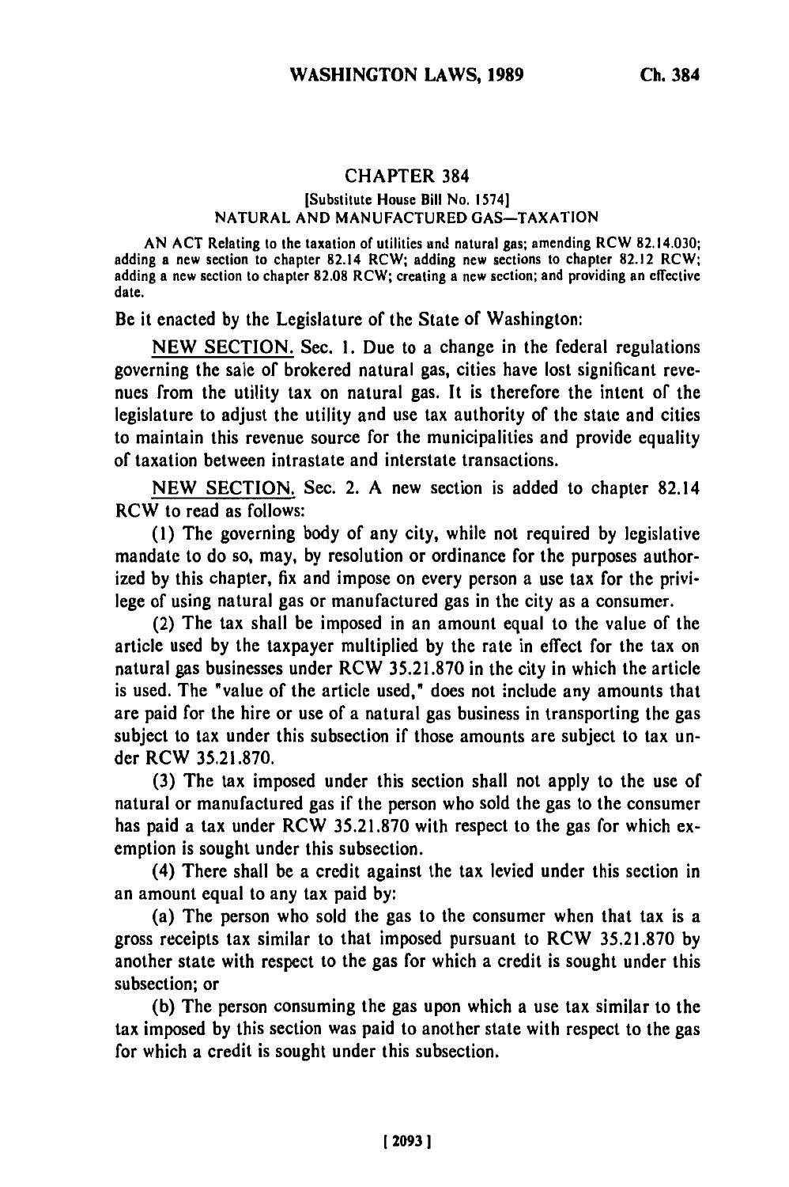# CHAPTER 384

[Substitute House Bill No. 1574]

NATURAL AND MANUFACTURED GAS—TAXATION

AN ACT Relating to the taxation of utilities and natural gas; amending RCW 82.14.030; adding a new section to chapter 82.14 RCW; adding new sections to chapter 82.12 RCW; adding a new section to chapter 82.08 RCW; creating a new section; and providing an effective date.

Be it enacted by the Legislature of the State of Washington:

NEW SECTION. Sec. 1. Due to a change in the federal regulations governing the sale of brokered natural gas, cities have lost significant revenues from the utility tax on natural gas. It is therefore the intent of the legislature to adjust the utility and use tax authority of the state and cities to maintain this revenue source for the municipalities and provide equality of taxation between intrastate and interstate transactions.

NEW SECTION. Sec. 2. A new section is added to chapter 82.14 RCW to read as follows:

(1) The governing body of any city, while not required by legislative mandate to do so, may, by resolution or ordinance for the purposes authorized by this chapter, fix and impose on every person a use tax for the privilege of using natural gas or manufactured gas in the city as a consumer.

(2) The tax shall be imposed in an amount equal to the value of the article used by the taxpayer multiplied by the rate in effect for the tax on natural gas businesses under RCW 35.21.870 in the city in which the article is used. The "value of the article used," does not include any amounts that are paid for the hire or use of a natural gas business in transporting the gas subject to tax under this subsection if those amounts are subject to tax under RCW 35.21.870.

(3) The tax imposed under this section shall not apply to the use of natural or manufactured gas if the person who sold the gas to the consumer has paid a tax under RCW 35.21.870 with respect to the gas for which exemption is sought under this subsection.

(4) There shall be a credit against the tax levied under this section in an amount equal to any tax paid by:

(a) The person who sold the gas to the consumer when that tax is a gross receipts tax similar to that imposed pursuant to RCW 35.21.870 by another state with respect to the gas for which a credit is sought under this subsection; or

(b) The person consuming the gas upon which a use tax similar to the tax imposed by this section was paid to another state with respect to the gas for which a credit is sought under this subsection.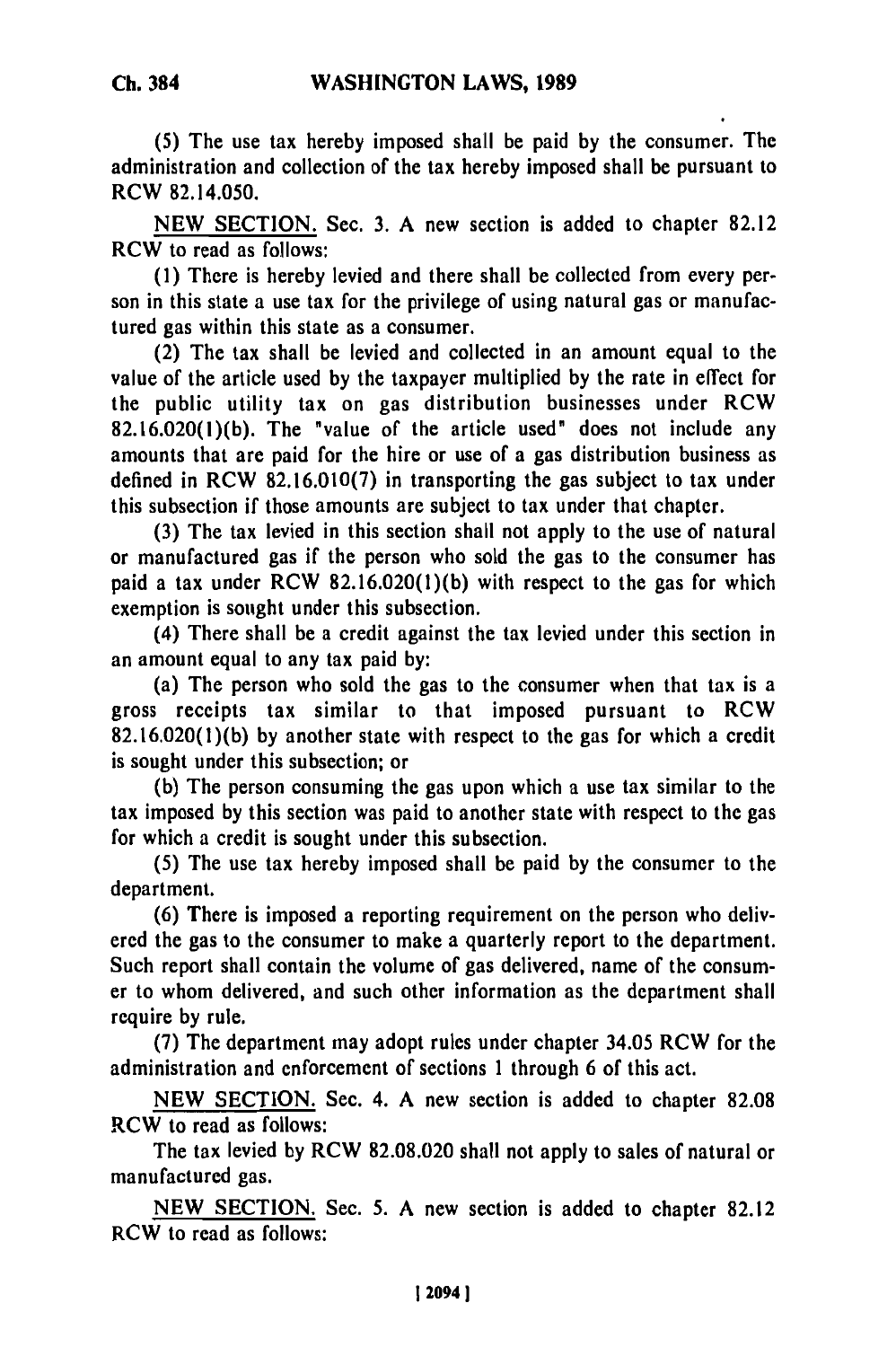(5) The use tax hereby imposed shall be paid by the consumer. The administration and collection of the tax hereby imposed shall be pursuant to RCW 82.14.050.

NEW SECTION. Sec. 3. A new section is added to chapter 82.12 RCW to read as follows:

(1) There is hereby levied and there shall be collected from every person in this state a use tax for the privilege of using natural gas or manufactured gas within this state as a consumer.

(2) The tax shall be levied and collected in an amount equal to the value of the article used by the taxpayer multiplied by the rate in effect for the public utility tax on gas distribution businesses under RCW 82.16.020(1)(b). The "value of the article used" does not include any amounts that are paid for the hire or use of a gas distribution business as defined in RCW 82.16.010(7) in transporting the gas subject to tax under this subsection if those amounts are subject to tax under that chapter.

(3) The tax levied in this section shall not apply to the use of natural or manufactured gas if the person who sold the gas to the consumer has paid a tax under RCW 82.16.020(1)(b) with respect to the gas for which exemption is sought under this subsection.

(4) There shall be a credit against the tax levied under this section in an amount equal to any tax paid by:

(a) The person who sold the gas to the consumer when that tax is a gross receipts tax similar to that imposed pursuant to RCW 82.16.020(1)(b) by another state with respect to the gas for which a credit is sought under this subsection; or

(b) The person consuming the gas upon which a use tax similar to the tax imposed by this section was paid to another state with respect to the gas for which a credit is sought under this subsection.

(5) The use tax hereby imposed shall be paid by the consumer to the department.

(6) There is imposed a reporting requirement on the person who delivered the gas to the consumer to make a quarterly report to the department. Such report shall contain the volume of gas delivered, name of the consumer to whom delivered, and such other information as the department shall require by rule.

(7) The department may adopt rules under chapter 34.05 RCW for the administration and enforcement of sections 1 through 6 of this act.

NEW SECTION. Sec. 4. A new section is added to chapter 82.08 RCW to read as follows:

The tax levied by RCW 82.08.020 shall not apply to sales of natural or manufactured gas.

NEW SECTION. Sec. 5. A new section is added to chapter 82.12 RCW to read as follows: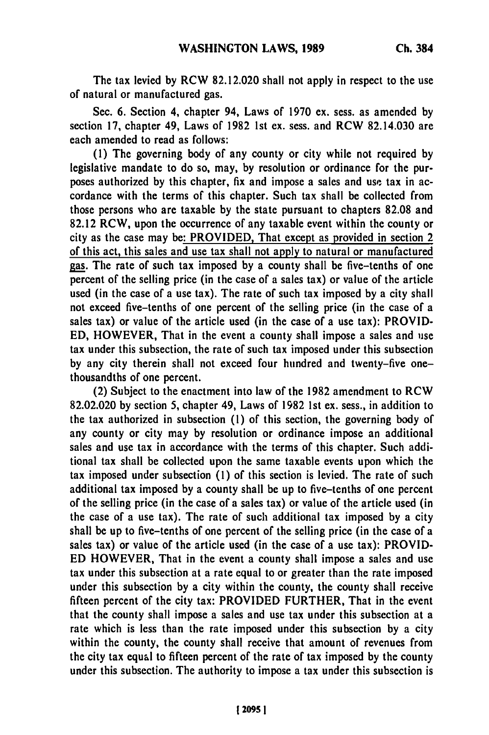The tax levied by RCW 82.12.020 shall not apply in respect to the use of natural or manufactured gas.

Sec. 6. Section 4, chapter 94, Laws of 1970 ex. sess. as amended by section 17, chapter 49, Laws of 1982 1st ex. sess. and RCW 82.14.030 are each amended to read as follows:

(1) The governing body of any county or city while not required by legislative mandate to do so, may, by resolution or ordinance for the purposes authorized by this chapter, fix and impose a sales and use tax in accordance with the terms of this chapter. Such tax shall be collected from those persons who are taxable by the state pursuant to chapters 82.08 and 82.12 RCW, upon the occurrence of any taxable event within the county or city as the case may be: PROVIDED, That except as provided in section 2 of this act, this sales and use tax shall not apply to natural or manufactured gas. The rate of such tax imposed by a county shall be five-tenths of one percent of the selling price (in the case of a sales tax) or value of the article used (in the case of a use tax). The rate of such tax imposed by a city shall not exceed five-tenths of one percent of the selling price (in the case of a sales tax) or value of the article used (in the case of a use tax): PROVIDED, HOWEVER, That in the event a county shall impose a sales and use tax under this subsection, the rate of such tax imposed under this subsection by any city therein shall not exceed four hundred and twenty-five one-thousandths of one percent.

(2) Subject to the enactment into law of the 1982 amendment to RCW 82.02.020 by section 5, chapter 49, Laws of 1982 1st ex. sess., in addition to the tax authorized in subsection (1) of this section, the governing body of any county or city may by resolution or ordinance impose an additional sales and use tax in accordance with the terms of this chapter. Such additional tax shall be collected upon the same taxable events upon which the tax imposed under subsection (1) of this section is levied. The rate of such additional tax imposed by a county shall be up to five-tenths of one percent of the selling price (in the case of a sales tax) or value of the article used (in the case of a use tax). The rate of such additional tax imposed by a city shall be up to five-tenths of one percent of the selling price (in the case of a sales tax) or value of the article used (in the case of a use tax): PROVIDED HOWEVER, That in the event a county shall impose a sales and use tax under this subsection at a rate equal to or greater than the rate imposed under this subsection by a city within the county, the county shall receive fifteen percent of the city tax: PROVIDED FURTHER, That in the event that the county shall impose a sales and use tax under this subsection at a rate which is less than the rate imposed under this subsection by a city within the county, the county shall receive that amount of revenues from the city tax equal to fifteen percent of the rate of tax imposed by the county under this subsection. The authority to impose a tax under this subsection is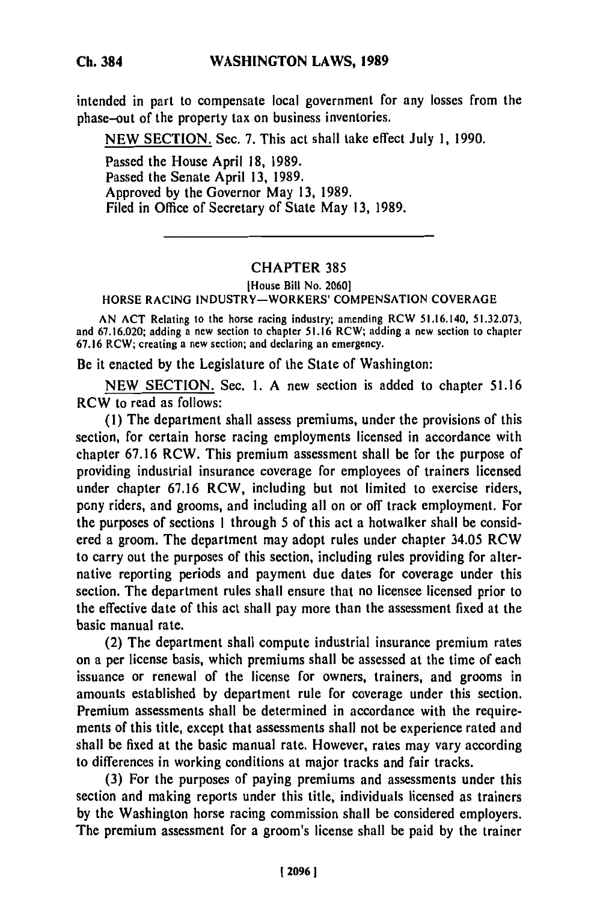intended in part to compensate local government for any losses from the phase-out of the property tax on business inventories.

NEW SECTION. Sec. 7. This act shall take effect July 1, 1990.

Passed the House April 18, 1989.
Passed the Senate April 13, 1989.
Approved by the Governor May 13, 1989.
Filed in Office of Secretary of State May 13, 1989.

---

## CHAPTER 385

[House Bill No. 2060]

### HORSE RACING INDUSTRY—WORKERS' COMPENSATION COVERAGE

AN ACT Relating to the horse racing industry; amending RCW 51.16.140, 51.32.073, and 67.16.020; adding a new section to chapter 51.16 RCW; adding a new section to chapter 67.16 RCW; creating a new section; and declaring an emergency.

Be it enacted by the Legislature of the State of Washington:

NEW SECTION. Sec. 1. A new section is added to chapter 51.16 RCW to read as follows:

(1) The department shall assess premiums, under the provisions of this section, for certain horse racing employments licensed in accordance with chapter 67.16 RCW. This premium assessment shall be for the purpose of providing industrial insurance coverage for employees of trainers licensed under chapter 67.16 RCW, including but not limited to exercise riders, pony riders, and grooms, and including all on or off track employment. For the purposes of sections 1 through 5 of this act a hotwalker shall be considered a groom. The department may adopt rules under chapter 34.05 RCW to carry out the purposes of this section, including rules providing for alternative reporting periods and payment due dates for coverage under this section. The department rules shall ensure that no licensee licensed prior to the effective date of this act shall pay more than the assessment fixed at the basic manual rate.

(2) The department shall compute industrial insurance premium rates on a per license basis, which premiums shall be assessed at the time of each issuance or renewal of the license for owners, trainers, and grooms in amounts established by department rule for coverage under this section. Premium assessments shall be determined in accordance with the requirements of this title, except that assessments shall not be experience rated and shall be fixed at the basic manual rate. However, rates may vary according to differences in working conditions at major tracks and fair tracks.

(3) For the purposes of paying premiums and assessments under this section and making reports under this title, individuals licensed as trainers by the Washington horse racing commission shall be considered employers. The premium assessment for a groom's license shall be paid by the trainer